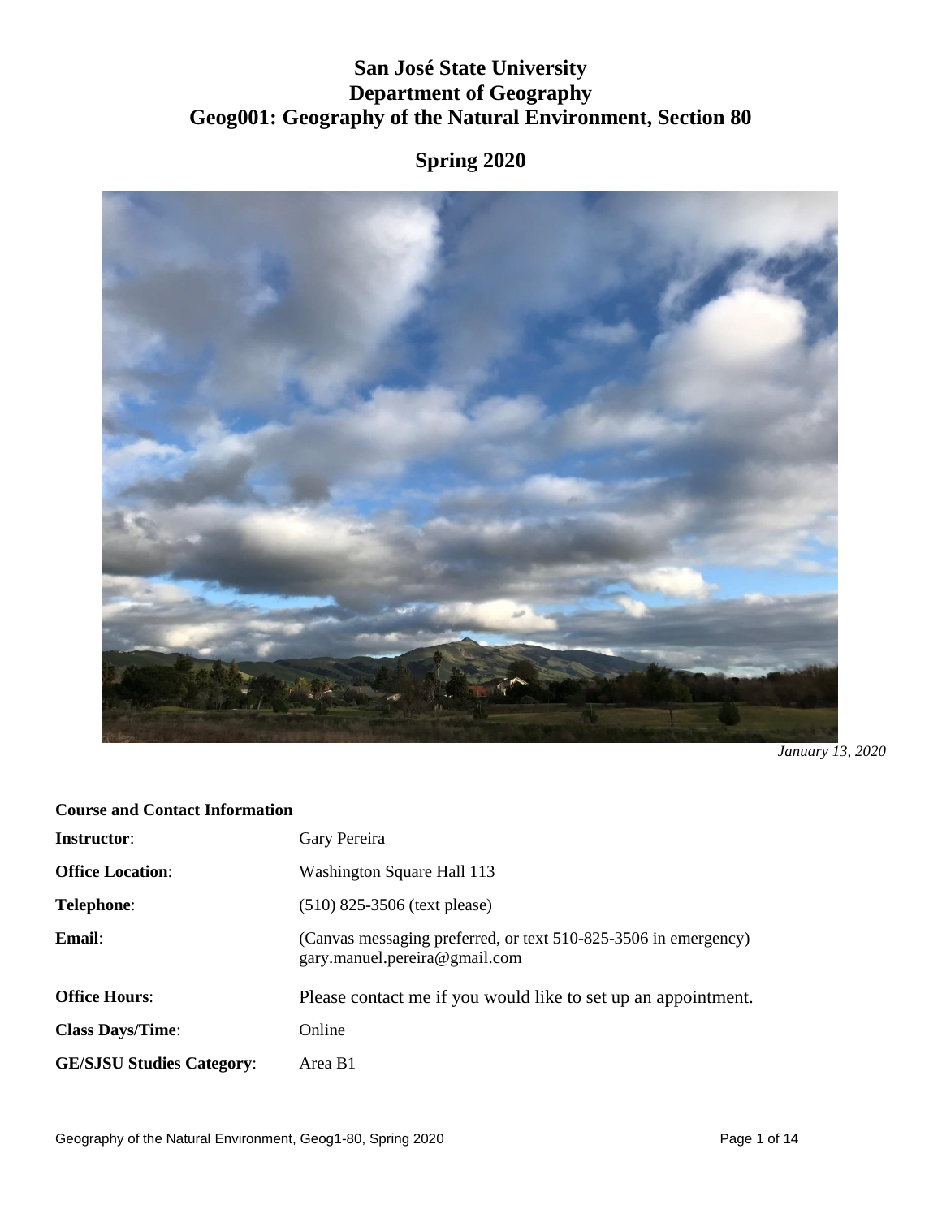# San José State University
# Department of Geography
# Geog001: Geography of the Natural Environment, Section 80

## Spring 2020

*January 13, 2020*

**Course and Contact Information**

| | |
|---|---|
| **Instructor**: | Gary Pereira |
| **Office Location**: | Washington Square Hall 113 |
| **Telephone**: | (510) 825-3506 (text please) |
| **Email**: | (Canvas messaging preferred, or text 510-825-3506 in emergency) gary.manuel.pereira@gmail.com |
| **Office Hours**: | Please contact me if you would like to set up an appointment. |
| **Class Days/Time**: | Online |
| **GE/SJSU Studies Category**: | Area B1 |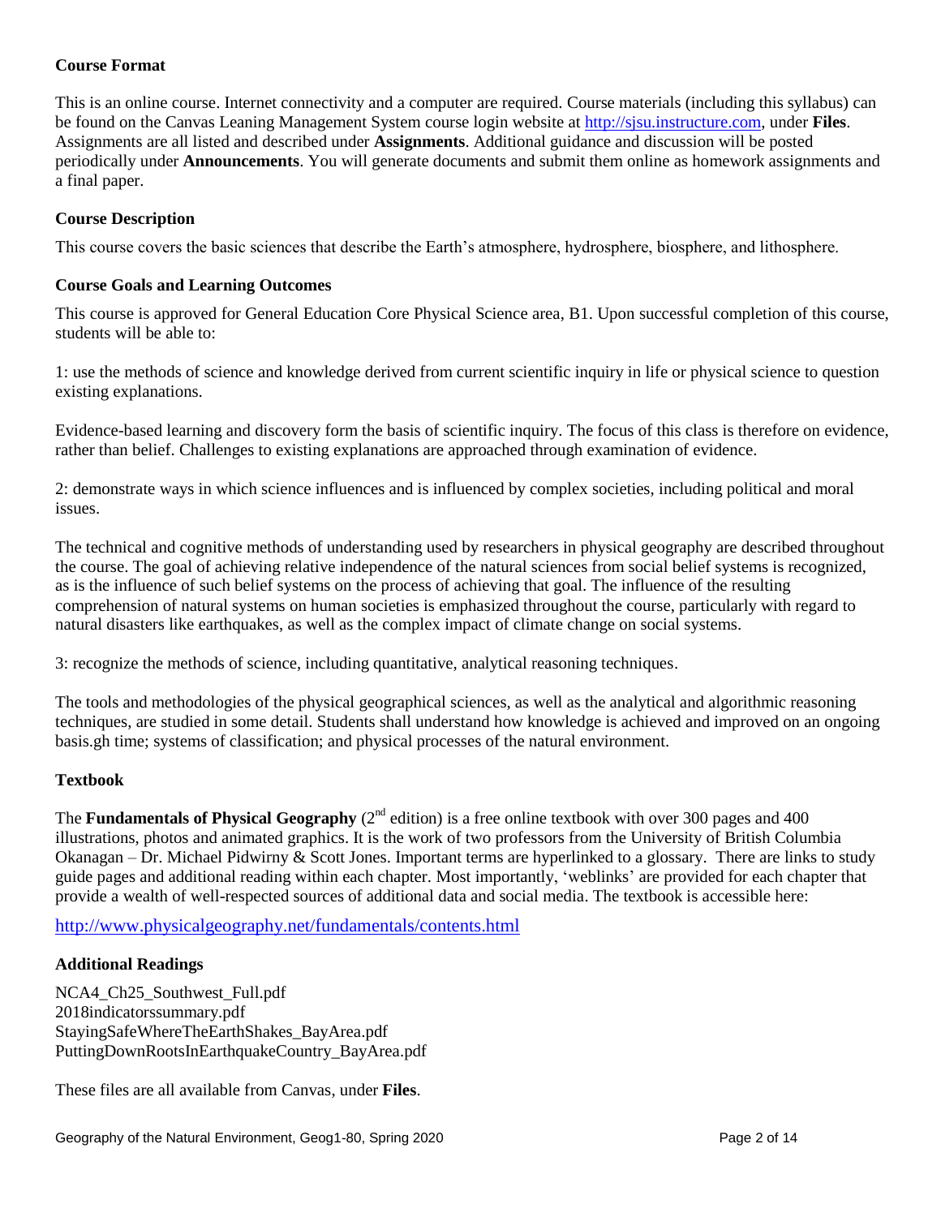### Course Format

This is an online course. Internet connectivity and a computer are required. Course materials (including this syllabus) can be found on the Canvas Leaning Management System course login website at http://sjsu.instructure.com, under **Files**. Assignments are all listed and described under **Assignments**. Additional guidance and discussion will be posted periodically under **Announcements**. You will generate documents and submit them online as homework assignments and a final paper.

### Course Description

This course covers the basic sciences that describe the Earth's atmosphere, hydrosphere, biosphere, and lithosphere.

### Course Goals and Learning Outcomes

This course is approved for General Education Core Physical Science area, B1. Upon successful completion of this course, students will be able to:

1: use the methods of science and knowledge derived from current scientific inquiry in life or physical science to question existing explanations.

Evidence-based learning and discovery form the basis of scientific inquiry. The focus of this class is therefore on evidence, rather than belief. Challenges to existing explanations are approached through examination of evidence.

2: demonstrate ways in which science influences and is influenced by complex societies, including political and moral issues.

The technical and cognitive methods of understanding used by researchers in physical geography are described throughout the course. The goal of achieving relative independence of the natural sciences from social belief systems is recognized, as is the influence of such belief systems on the process of achieving that goal. The influence of the resulting comprehension of natural systems on human societies is emphasized throughout the course, particularly with regard to natural disasters like earthquakes, as well as the complex impact of climate change on social systems.

3: recognize the methods of science, including quantitative, analytical reasoning techniques.

The tools and methodologies of the physical geographical sciences, as well as the analytical and algorithmic reasoning techniques, are studied in some detail. Students shall understand how knowledge is achieved and improved on an ongoing basis.gh time; systems of classification; and physical processes of the natural environment.

### Textbook

The **Fundamentals of Physical Geography** (2nd edition) is a free online textbook with over 300 pages and 400 illustrations, photos and animated graphics. It is the work of two professors from the University of British Columbia Okanagan – Dr. Michael Pidwirny & Scott Jones. Important terms are hyperlinked to a glossary. There are links to study guide pages and additional reading within each chapter. Most importantly, 'weblinks' are provided for each chapter that provide a wealth of well-respected sources of additional data and social media. The textbook is accessible here:

http://www.physicalgeography.net/fundamentals/contents.html

### Additional Readings

NCA4_Ch25_Southwest_Full.pdf
2018indicatorssummary.pdf
StayingSafeWhereTheEarthShakes_BayArea.pdf
PuttingDownRootsInEarthquakeCountry_BayArea.pdf

These files are all available from Canvas, under **Files**.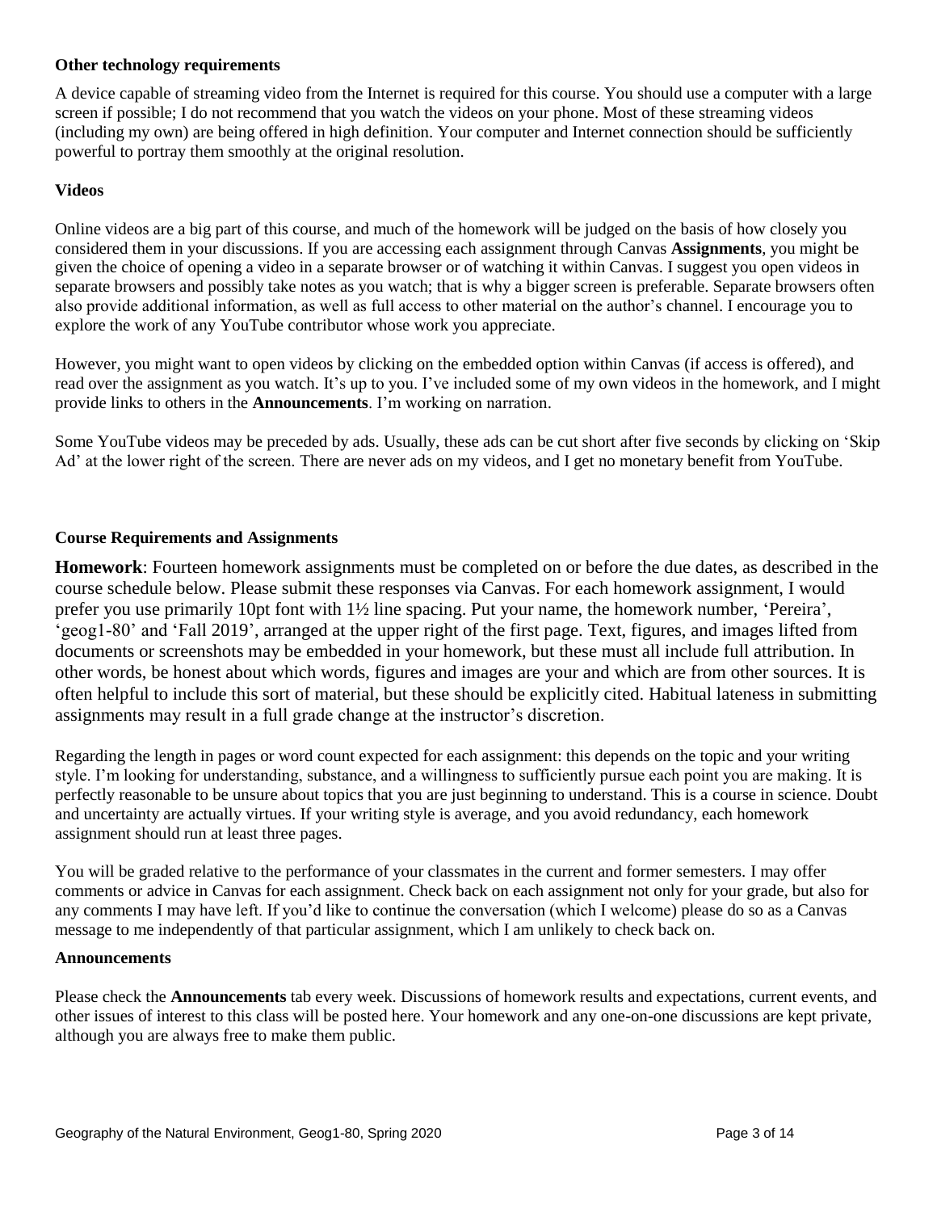### Other technology requirements

A device capable of streaming video from the Internet is required for this course. You should use a computer with a large screen if possible; I do not recommend that you watch the videos on your phone. Most of these streaming videos (including my own) are being offered in high definition. Your computer and Internet connection should be sufficiently powerful to portray them smoothly at the original resolution.

### Videos

Online videos are a big part of this course, and much of the homework will be judged on the basis of how closely you considered them in your discussions. If you are accessing each assignment through Canvas **Assignments**, you might be given the choice of opening a video in a separate browser or of watching it within Canvas. I suggest you open videos in separate browsers and possibly take notes as you watch; that is why a bigger screen is preferable. Separate browsers often also provide additional information, as well as full access to other material on the author's channel. I encourage you to explore the work of any YouTube contributor whose work you appreciate.

However, you might want to open videos by clicking on the embedded option within Canvas (if access is offered), and read over the assignment as you watch. It's up to you. I've included some of my own videos in the homework, and I might provide links to others in the **Announcements**. I'm working on narration.

Some YouTube videos may be preceded by ads. Usually, these ads can be cut short after five seconds by clicking on 'Skip Ad' at the lower right of the screen. There are never ads on my videos, and I get no monetary benefit from YouTube.

### Course Requirements and Assignments

**Homework**: Fourteen homework assignments must be completed on or before the due dates, as described in the course schedule below. Please submit these responses via Canvas. For each homework assignment, I would prefer you use primarily 10pt font with 1½ line spacing. Put your name, the homework number, 'Pereira', 'geog1-80' and 'Fall 2019', arranged at the upper right of the first page. Text, figures, and images lifted from documents or screenshots may be embedded in your homework, but these must all include full attribution. In other words, be honest about which words, figures and images are your and which are from other sources. It is often helpful to include this sort of material, but these should be explicitly cited. Habitual lateness in submitting assignments may result in a full grade change at the instructor's discretion.

Regarding the length in pages or word count expected for each assignment: this depends on the topic and your writing style. I'm looking for understanding, substance, and a willingness to sufficiently pursue each point you are making. It is perfectly reasonable to be unsure about topics that you are just beginning to understand. This is a course in science. Doubt and uncertainty are actually virtues. If your writing style is average, and you avoid redundancy, each homework assignment should run at least three pages.

You will be graded relative to the performance of your classmates in the current and former semesters. I may offer comments or advice in Canvas for each assignment. Check back on each assignment not only for your grade, but also for any comments I may have left. If you'd like to continue the conversation (which I welcome) please do so as a Canvas message to me independently of that particular assignment, which I am unlikely to check back on.

### Announcements

Please check the **Announcements** tab every week. Discussions of homework results and expectations, current events, and other issues of interest to this class will be posted here. Your homework and any one-on-one discussions are kept private, although you are always free to make them public.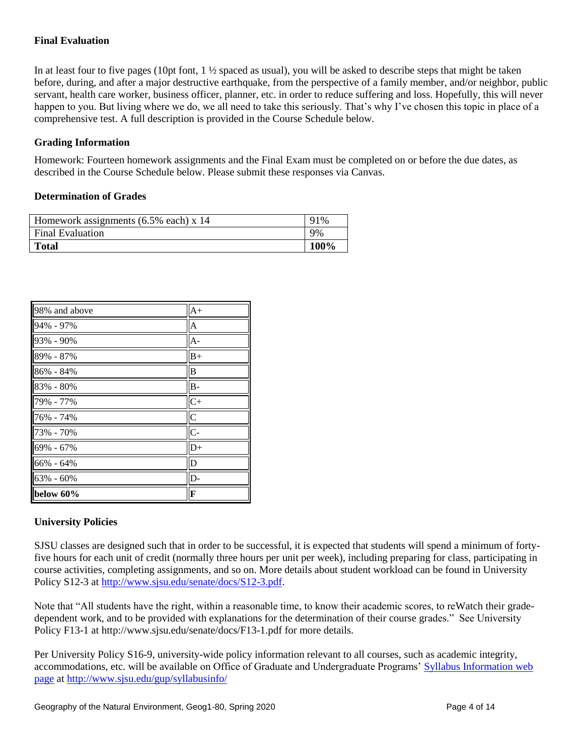### Final Evaluation

In at least four to five pages (10pt font, 1 ½ spaced as usual), you will be asked to describe steps that might be taken before, during, and after a major destructive earthquake, from the perspective of a family member, and/or neighbor, public servant, health care worker, business officer, planner, etc. in order to reduce suffering and loss. Hopefully, this will never happen to you. But living where we do, we all need to take this seriously. That's why I've chosen this topic in place of a comprehensive test. A full description is provided in the Course Schedule below.

### Grading Information

Homework: Fourteen homework assignments and the Final Exam must be completed on or before the due dates, as described in the Course Schedule below. Please submit these responses via Canvas.

### Determination of Grades

| Homework assignments (6.5% each) x 14 | 91% |
|---|---|
| Final Evaluation | 9% |
| **Total** | **100%** |

| 98% and above | A+ |
|---|---|
| 94% - 97% | A |
| 93% - 90% | A- |
| 89% - 87% | B+ |
| 86% - 84% | B |
| 83% - 80% | B- |
| 79% - 77% | C+ |
| 76% - 74% | C |
| 73% - 70% | C- |
| 69% - 67% | D+ |
| 66% - 64% | D |
| 63% - 60% | D- |
| **below 60%** | **F** |

### University Policies

SJSU classes are designed such that in order to be successful, it is expected that students will spend a minimum of forty-five hours for each unit of credit (normally three hours per unit per week), including preparing for class, participating in course activities, completing assignments, and so on. More details about student workload can be found in University Policy S12-3 at [http://www.sjsu.edu/senate/docs/S12-3.pdf](http://www.sjsu.edu/senate/docs/S12-3.pdf).

Note that "All students have the right, within a reasonable time, to know their academic scores, to reWatch their grade-dependent work, and to be provided with explanations for the determination of their course grades." See University Policy F13-1 at http://www.sjsu.edu/senate/docs/F13-1.pdf for more details.

Per University Policy S16-9, university-wide policy information relevant to all courses, such as academic integrity, accommodations, etc. will be available on Office of Graduate and Undergraduate Programs' [Syllabus Information web page](http://www.sjsu.edu/gup/syllabusinfo/) at [http://www.sjsu.edu/gup/syllabusinfo/](http://www.sjsu.edu/gup/syllabusinfo/)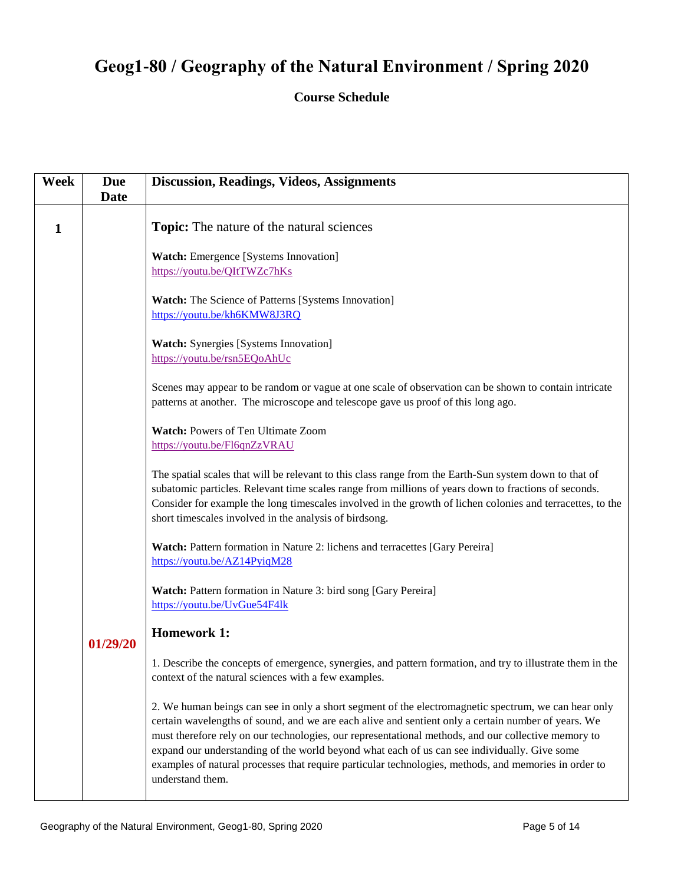# Geog1-80 / Geography of the Natural Environment / Spring 2020

## Course Schedule

| Week | Due Date | Discussion, Readings, Videos, Assignments |
|---|---|---|
| **1** | **01/29/20** | **Topic:** The nature of the natural sciences<br><br>**Watch:** Emergence [Systems Innovation]<br>https://youtu.be/QItTWZc7hKs<br><br>**Watch:** The Science of Patterns [Systems Innovation]<br>https://youtu.be/kh6KMW8J3RQ<br><br>**Watch:** Synergies [Systems Innovation]<br>https://youtu.be/rsn5EQoAhUc<br><br>Scenes may appear to be random or vague at one scale of observation can be shown to contain intricate patterns at another. The microscope and telescope gave us proof of this long ago.<br><br>**Watch:** Powers of Ten Ultimate Zoom<br>https://youtu.be/Fl6qnZzVRAU<br><br>The spatial scales that will be relevant to this class range from the Earth-Sun system down to that of subatomic particles. Relevant time scales range from millions of years down to fractions of seconds. Consider for example the long timescales involved in the growth of lichen colonies and terracettes, to the short timescales involved in the analysis of birdsong.<br><br>**Watch:** Pattern formation in Nature 2: lichens and terracettes [Gary Pereira]<br>https://youtu.be/AZ14PyiqM28<br><br>**Watch:** Pattern formation in Nature 3: bird song [Gary Pereira]<br>https://youtu.be/UvGue54F4lk<br><br>**Homework 1:**<br><br>1. Describe the concepts of emergence, synergies, and pattern formation, and try to illustrate them in the context of the natural sciences with a few examples.<br><br>2. We human beings can see in only a short segment of the electromagnetic spectrum, we can hear only certain wavelengths of sound, and we are each alive and sentient only a certain number of years. We must therefore rely on our technologies, our representational methods, and our collective memory to expand our understanding of the world beyond what each of us can see individually. Give some examples of natural processes that require particular technologies, methods, and memories in order to understand them. |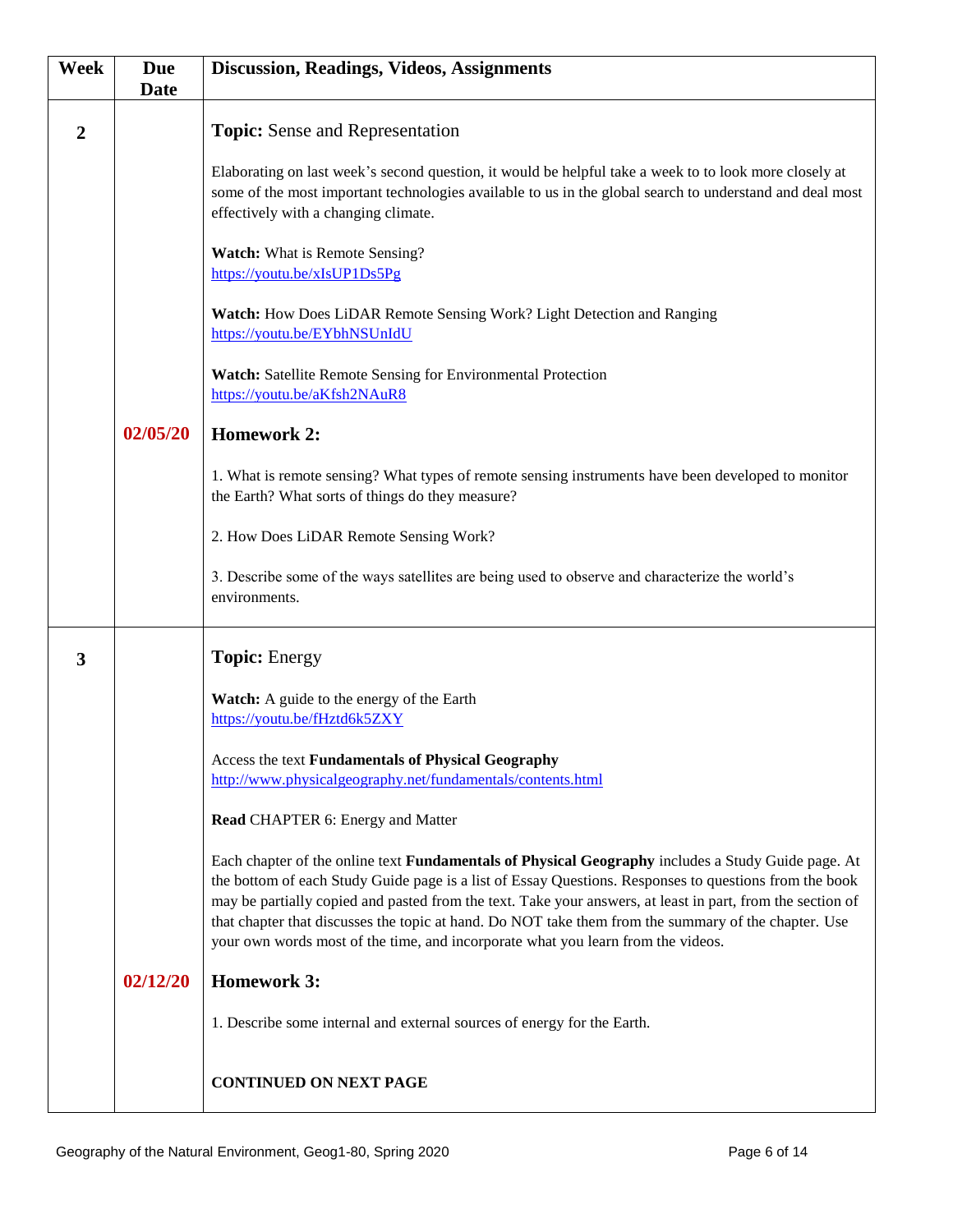| Week | Due Date | Discussion, Readings, Videos, Assignments |
|---|---|---|
| **2** | | **Topic:** Sense and Representation<br><br>Elaborating on last week's second question, it would be helpful take a week to to look more closely at some of the most important technologies available to us in the global search to understand and deal most effectively with a changing climate.<br><br>**Watch:** What is Remote Sensing?<br>https://youtu.be/xIsUP1Ds5Pg<br><br>**Watch:** How Does LiDAR Remote Sensing Work? Light Detection and Ranging<br>https://youtu.be/EYbhNSUnIdU<br><br>**Watch:** Satellite Remote Sensing for Environmental Protection<br>https://youtu.be/aKfsh2NAuR8 |
| | **02/05/20** | **Homework 2:**<br><br>1. What is remote sensing? What types of remote sensing instruments have been developed to monitor the Earth? What sorts of things do they measure?<br><br>2. How Does LiDAR Remote Sensing Work?<br><br>3. Describe some of the ways satellites are being used to observe and characterize the world's environments. |
| **3** | | **Topic:** Energy<br><br>**Watch:** A guide to the energy of the Earth<br>https://youtu.be/fHztd6k5ZXY<br><br>Access the text **Fundamentals of Physical Geography**<br>http://www.physicalgeography.net/fundamentals/contents.html<br><br>**Read** CHAPTER 6: Energy and Matter<br><br>Each chapter of the online text **Fundamentals of Physical Geography** includes a Study Guide page. At the bottom of each Study Guide page is a list of Essay Questions. Responses to questions from the book may be partially copied and pasted from the text. Take your answers, at least in part, from the section of that chapter that discusses the topic at hand. Do NOT take them from the summary of the chapter. Use your own words most of the time, and incorporate what you learn from the videos. |
| | **02/12/20** | **Homework 3:**<br><br>1. Describe some internal and external sources of energy for the Earth.<br><br>**CONTINUED ON NEXT PAGE** |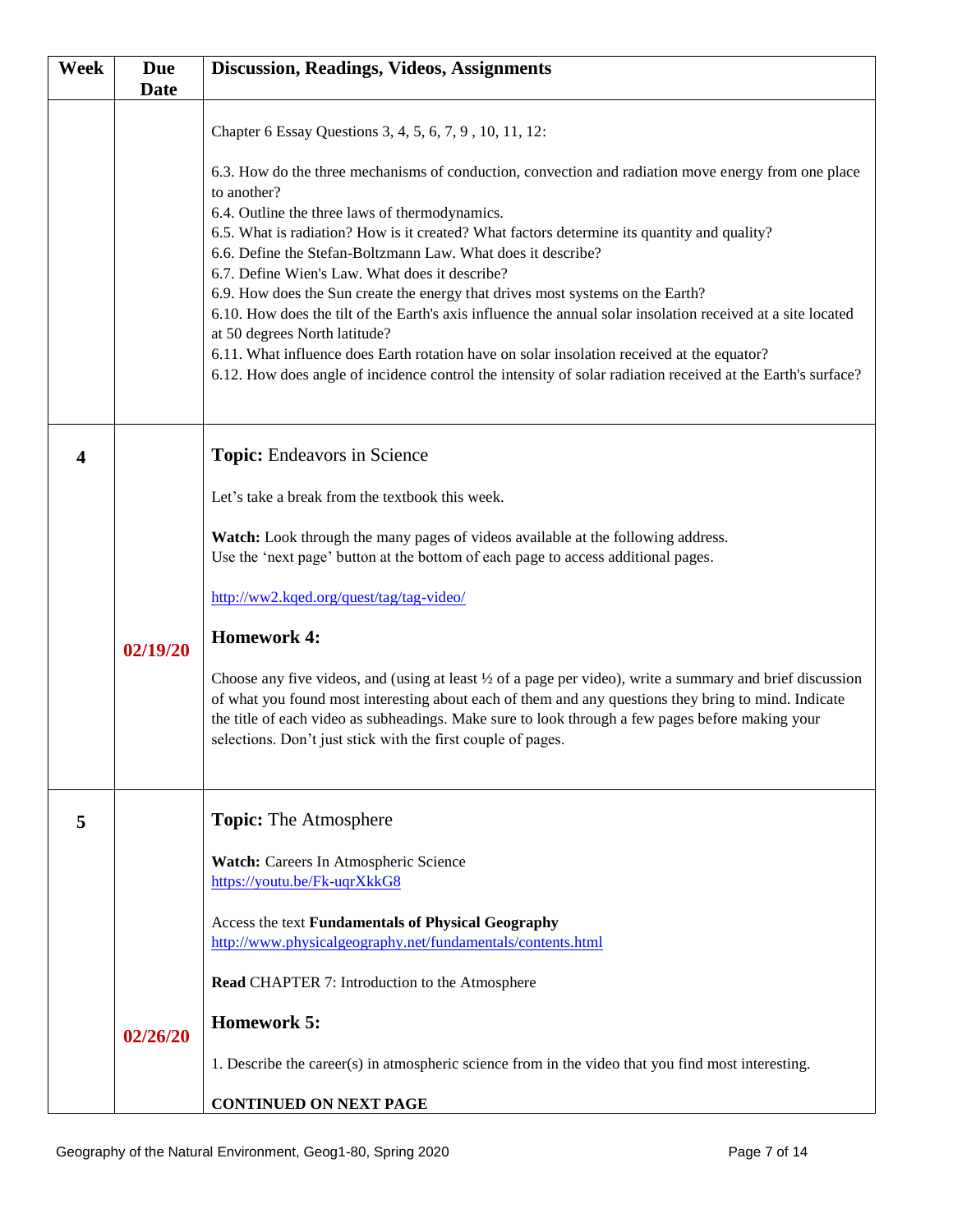| Week | Due Date | Discussion, Readings, Videos, Assignments |
| --- | --- | --- |
| | | Chapter 6 Essay Questions 3, 4, 5, 6, 7, 9 , 10, 11, 12:<br><br>6.3. How do the three mechanisms of conduction, convection and radiation move energy from one place to another?<br>6.4. Outline the three laws of thermodynamics.<br>6.5. What is radiation? How is it created? What factors determine its quantity and quality?<br>6.6. Define the Stefan-Boltzmann Law. What does it describe?<br>6.7. Define Wien's Law. What does it describe?<br>6.9. How does the Sun create the energy that drives most systems on the Earth?<br>6.10. How does the tilt of the Earth's axis influence the annual solar insolation received at a site located at 50 degrees North latitude?<br>6.11. What influence does Earth rotation have on solar insolation received at the equator?<br>6.12. How does angle of incidence control the intensity of solar radiation received at the Earth's surface? |
| **4** | **02/19/20** | **Topic:** Endeavors in Science<br><br>Let's take a break from the textbook this week.<br><br>**Watch:** Look through the many pages of videos available at the following address.<br>Use the 'next page' button at the bottom of each page to access additional pages.<br><br>http://ww2.kqed.org/quest/tag/tag-video/<br><br>**Homework 4:**<br><br>Choose any five videos, and (using at least ½ of a page per video), write a summary and brief discussion of what you found most interesting about each of them and any questions they bring to mind. Indicate the title of each video as subheadings. Make sure to look through a few pages before making your selections. Don't just stick with the first couple of pages. |
| **5** | **02/26/20** | **Topic:** The Atmosphere<br><br>**Watch:** Careers In Atmospheric Science<br>https://youtu.be/Fk-uqrXkkG8<br><br>Access the text **Fundamentals of Physical Geography**<br>http://www.physicalgeography.net/fundamentals/contents.html<br><br>**Read** CHAPTER 7: Introduction to the Atmosphere<br><br>**Homework 5:**<br><br>1. Describe the career(s) in atmospheric science from in the video that you find most interesting.<br><br>**CONTINUED ON NEXT PAGE** |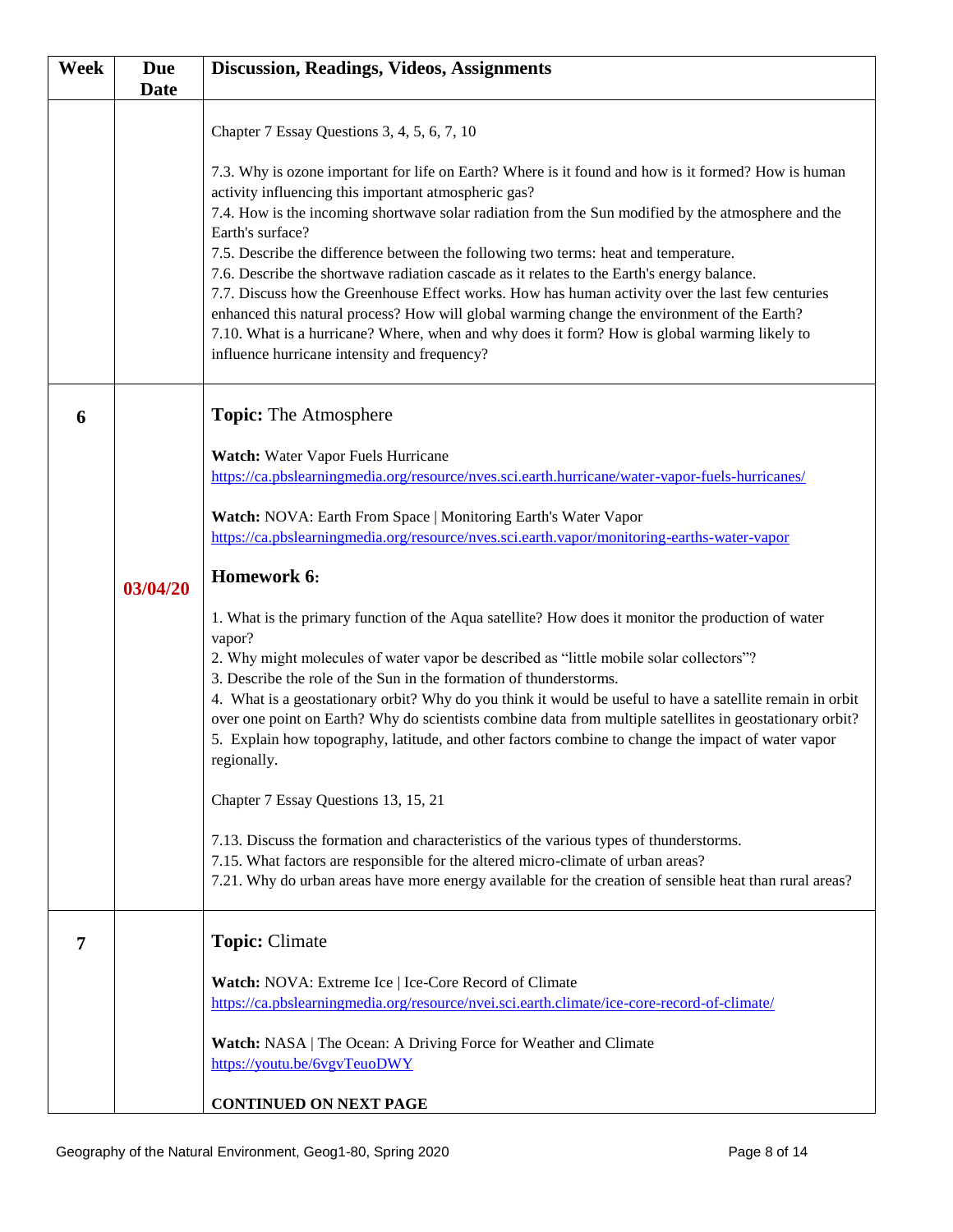| Week | Due Date | Discussion, Readings, Videos, Assignments |
| --- | --- | --- |
| | | Chapter 7 Essay Questions 3, 4, 5, 6, 7, 10<br><br>7.3. Why is ozone important for life on Earth? Where is it found and how is it formed? How is human activity influencing this important atmospheric gas?<br>7.4. How is the incoming shortwave solar radiation from the Sun modified by the atmosphere and the Earth's surface?<br>7.5. Describe the difference between the following two terms: heat and temperature.<br>7.6. Describe the shortwave radiation cascade as it relates to the Earth's energy balance.<br>7.7. Discuss how the Greenhouse Effect works. How has human activity over the last few centuries enhanced this natural process? How will global warming change the environment of the Earth?<br>7.10. What is a hurricane? Where, when and why does it form? How is global warming likely to influence hurricane intensity and frequency? |
| **6** | **03/04/20** | **Topic:** The Atmosphere<br><br>**Watch:** Water Vapor Fuels Hurricane<br>https://ca.pbslearningmedia.org/resource/nves.sci.earth.hurricane/water-vapor-fuels-hurricanes/<br><br>**Watch:** NOVA: Earth From Space \| Monitoring Earth's Water Vapor<br>https://ca.pbslearningmedia.org/resource/nves.sci.earth.vapor/monitoring-earths-water-vapor<br><br>**Homework 6:**<br><br>1. What is the primary function of the Aqua satellite? How does it monitor the production of water vapor?<br>2. Why might molecules of water vapor be described as "little mobile solar collectors"?<br>3. Describe the role of the Sun in the formation of thunderstorms.<br>4. What is a geostationary orbit? Why do you think it would be useful to have a satellite remain in orbit over one point on Earth? Why do scientists combine data from multiple satellites in geostationary orbit?<br>5. Explain how topography, latitude, and other factors combine to change the impact of water vapor regionally.<br><br>Chapter 7 Essay Questions 13, 15, 21<br><br>7.13. Discuss the formation and characteristics of the various types of thunderstorms.<br>7.15. What factors are responsible for the altered micro-climate of urban areas?<br>7.21. Why do urban areas have more energy available for the creation of sensible heat than rural areas? |
| **7** | | **Topic:** Climate<br><br>**Watch:** NOVA: Extreme Ice \| Ice-Core Record of Climate<br>https://ca.pbslearningmedia.org/resource/nvei.sci.earth.climate/ice-core-record-of-climate/<br><br>**Watch:** NASA \| The Ocean: A Driving Force for Weather and Climate<br>https://youtu.be/6vgvTeuoDWY<br><br>**CONTINUED ON NEXT PAGE** |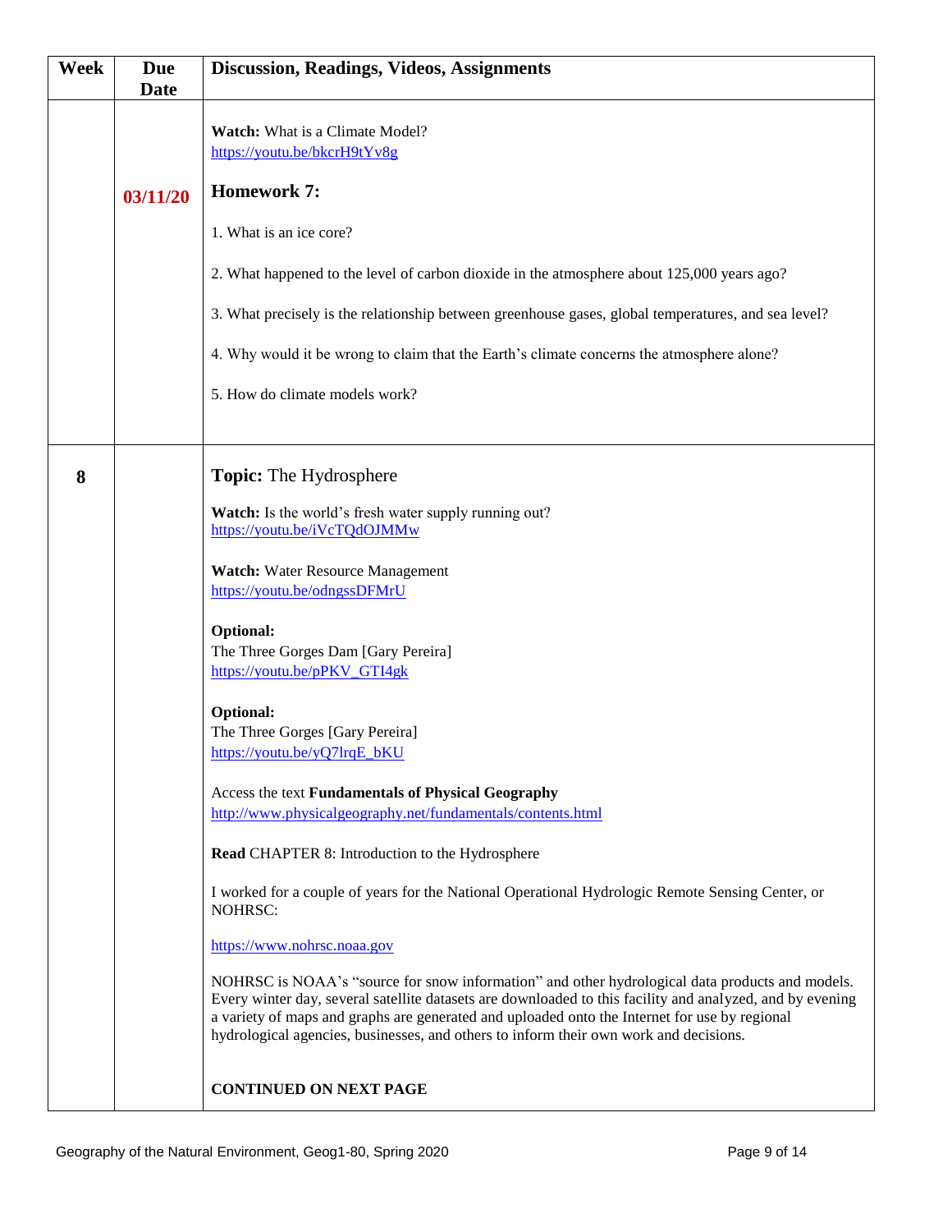| Week | Due Date | Discussion, Readings, Videos, Assignments |
|---|---|---|
| | 03/11/20 | **Watch:** What is a Climate Model? https://youtu.be/bkcrH9tYv8g <br><br> **Homework 7:** <br><br> 1. What is an ice core? <br><br> 2. What happened to the level of carbon dioxide in the atmosphere about 125,000 years ago? <br><br> 3. What precisely is the relationship between greenhouse gases, global temperatures, and sea level? <br><br> 4. Why would it be wrong to claim that the Earth's climate concerns the atmosphere alone? <br><br> 5. How do climate models work? |
| 8 | | **Topic:** The Hydrosphere <br><br> **Watch:** Is the world's fresh water supply running out? https://youtu.be/iVcTQdOJMMw <br><br> **Watch:** Water Resource Management https://youtu.be/odngssDFMrU <br><br> **Optional:** The Three Gorges Dam [Gary Pereira] https://youtu.be/pPKV_GTI4gk <br><br> **Optional:** The Three Gorges [Gary Pereira] https://youtu.be/yQ7lrqE_bKU <br><br> Access the text **Fundamentals of Physical Geography** http://www.physicalgeography.net/fundamentals/contents.html <br><br> **Read** CHAPTER 8: Introduction to the Hydrosphere <br><br> I worked for a couple of years for the National Operational Hydrologic Remote Sensing Center, or NOHRSC: <br><br> https://www.nohrsc.noaa.gov <br><br> NOHRSC is NOAA's "source for snow information" and other hydrological data products and models. Every winter day, several satellite datasets are downloaded to this facility and analyzed, and by evening a variety of maps and graphs are generated and uploaded onto the Internet for use by regional hydrological agencies, businesses, and others to inform their own work and decisions. <br><br> **CONTINUED ON NEXT PAGE** |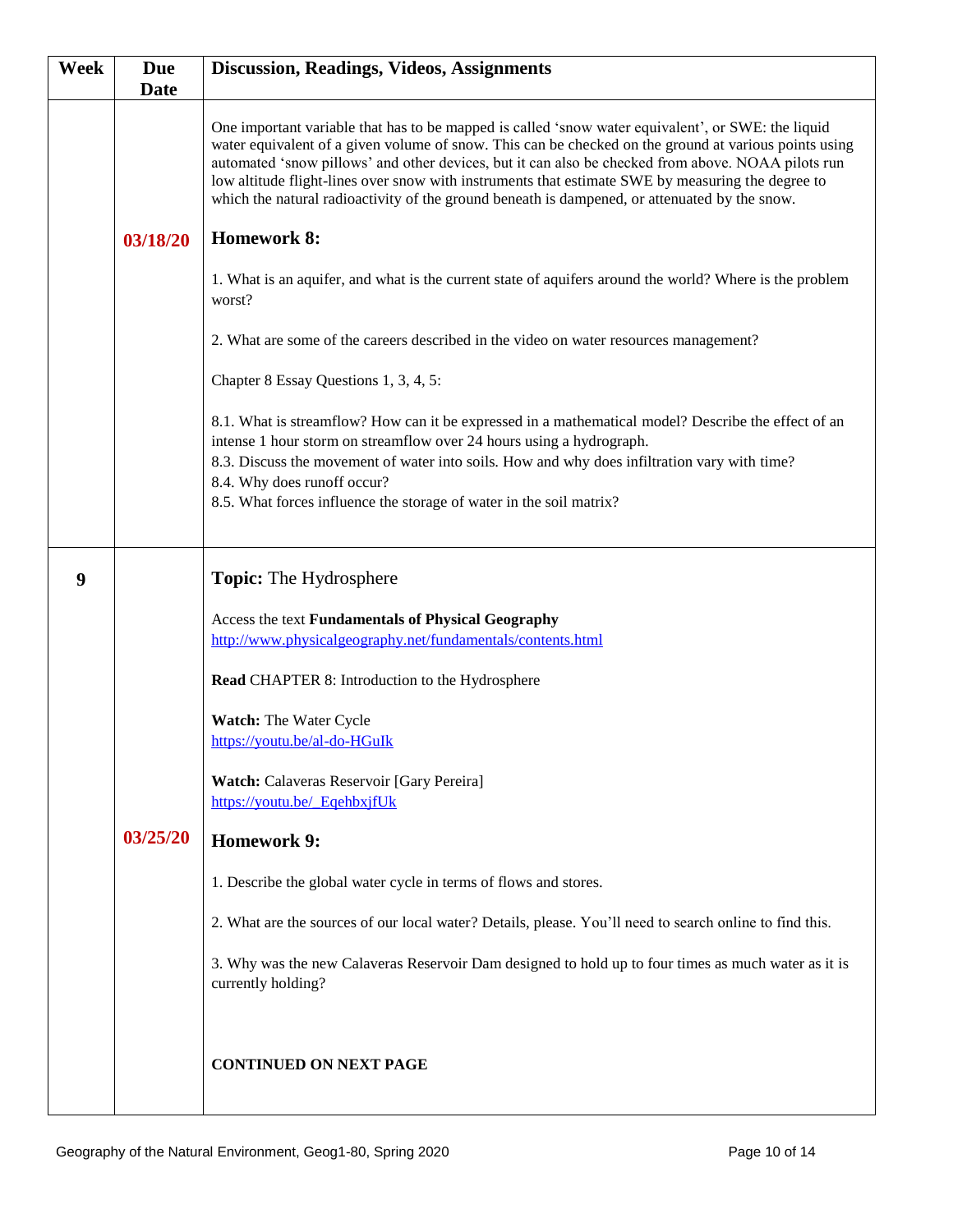| Week | Due Date | Discussion, Readings, Videos, Assignments |
|---|---|---|
| | 03/18/20 | One important variable that has to be mapped is called 'snow water equivalent', or SWE: the liquid water equivalent of a given volume of snow. This can be checked on the ground at various points using automated 'snow pillows' and other devices, but it can also be checked from above. NOAA pilots run low altitude flight-lines over snow with instruments that estimate SWE by measuring the degree to which the natural radioactivity of the ground beneath is dampened, or attenuated by the snow.<br><br>**Homework 8:**<br><br>1. What is an aquifer, and what is the current state of aquifers around the world? Where is the problem worst?<br><br>2. What are some of the careers described in the video on water resources management?<br><br>Chapter 8 Essay Questions 1, 3, 4, 5:<br><br>8.1. What is streamflow? How can it be expressed in a mathematical model? Describe the effect of an intense 1 hour storm on streamflow over 24 hours using a hydrograph.<br>8.3. Discuss the movement of water into soils. How and why does infiltration vary with time?<br>8.4. Why does runoff occur?<br>8.5. What forces influence the storage of water in the soil matrix? |
| 9 | 03/25/20 | **Topic:** The Hydrosphere<br><br>Access the text **Fundamentals of Physical Geography**<br>http://www.physicalgeography.net/fundamentals/contents.html<br><br>**Read** CHAPTER 8: Introduction to the Hydrosphere<br><br>**Watch:** The Water Cycle<br>https://youtu.be/al-do-HGuIk<br><br>**Watch:** Calaveras Reservoir [Gary Pereira]<br>https://youtu.be/_EqehbxjfUk<br><br>**Homework 9:**<br><br>1. Describe the global water cycle in terms of flows and stores.<br><br>2. What are the sources of our local water? Details, please. You'll need to search online to find this.<br><br>3. Why was the new Calaveras Reservoir Dam designed to hold up to four times as much water as it is currently holding?<br><br>**CONTINUED ON NEXT PAGE** |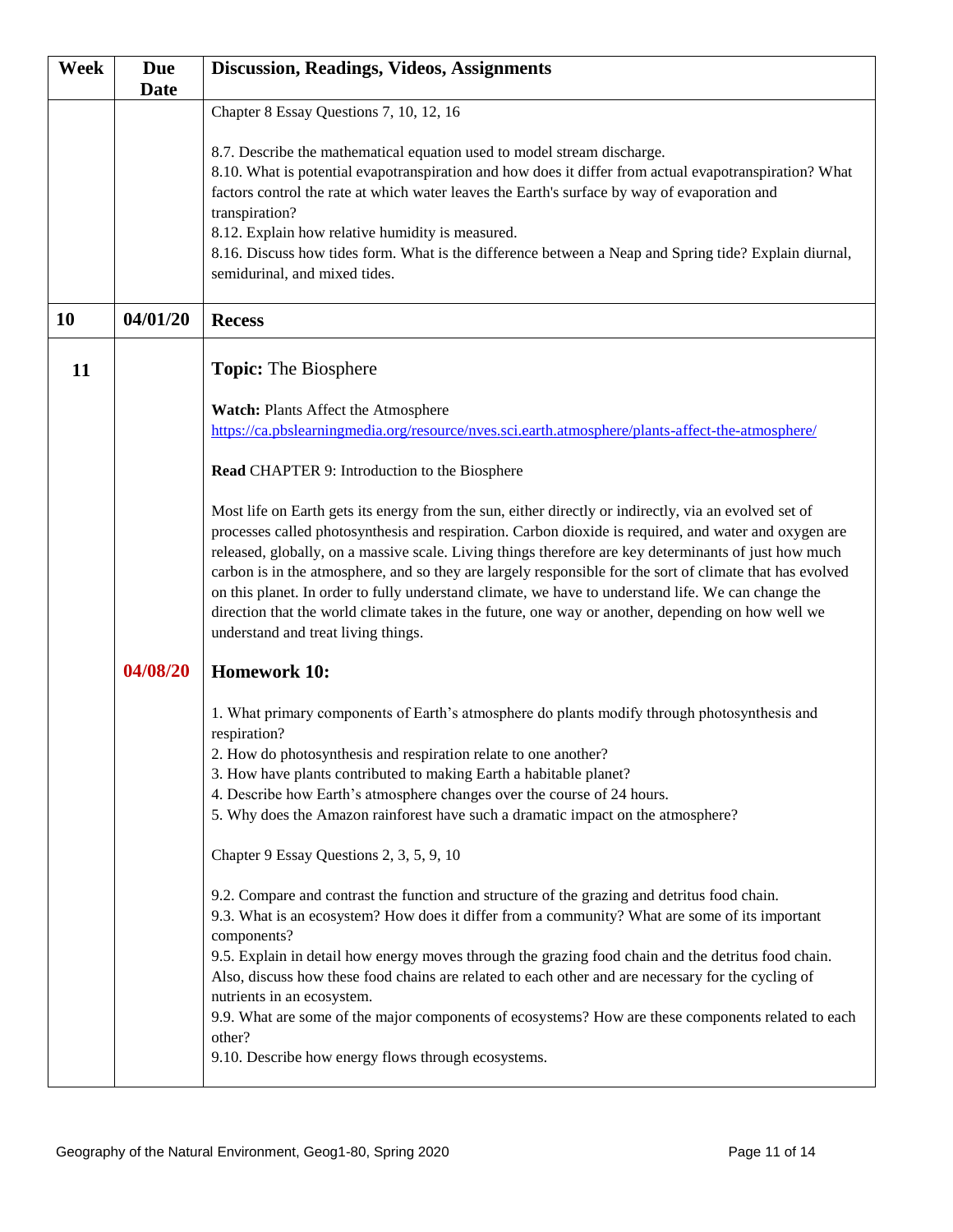| Week | Due Date | Discussion, Readings, Videos, Assignments |
|---|---|---|
| | | Chapter 8 Essay Questions 7, 10, 12, 16<br><br>8.7. Describe the mathematical equation used to model stream discharge.<br>8.10. What is potential evapotranspiration and how does it differ from actual evapotranspiration? What factors control the rate at which water leaves the Earth's surface by way of evaporation and transpiration?<br>8.12. Explain how relative humidity is measured.<br>8.16. Discuss how tides form. What is the difference between a Neap and Spring tide? Explain diurnal, semidurinal, and mixed tides. |
| **10** | **04/01/20** | **Recess** |
| **11** | | **Topic:** The Biosphere<br><br>**Watch:** Plants Affect the Atmosphere<br>https://ca.pbslearningmedia.org/resource/nves.sci.earth.atmosphere/plants-affect-the-atmosphere/<br><br>**Read** CHAPTER 9: Introduction to the Biosphere<br><br>Most life on Earth gets its energy from the sun, either directly or indirectly, via an evolved set of processes called photosynthesis and respiration. Carbon dioxide is required, and water and oxygen are released, globally, on a massive scale. Living things therefore are key determinants of just how much carbon is in the atmosphere, and so they are largely responsible for the sort of climate that has evolved on this planet. In order to fully understand climate, we have to understand life. We can change the direction that the world climate takes in the future, one way or another, depending on how well we understand and treat living things. |
| | **04/08/20** | **Homework 10:**<br><br>1. What primary components of Earth's atmosphere do plants modify through photosynthesis and respiration?<br>2. How do photosynthesis and respiration relate to one another?<br>3. How have plants contributed to making Earth a habitable planet?<br>4. Describe how Earth's atmosphere changes over the course of 24 hours.<br>5. Why does the Amazon rainforest have such a dramatic impact on the atmosphere?<br><br>Chapter 9 Essay Questions 2, 3, 5, 9, 10<br><br>9.2. Compare and contrast the function and structure of the grazing and detritus food chain.<br>9.3. What is an ecosystem? How does it differ from a community? What are some of its important components?<br>9.5. Explain in detail how energy moves through the grazing food chain and the detritus food chain. Also, discuss how these food chains are related to each other and are necessary for the cycling of nutrients in an ecosystem.<br>9.9. What are some of the major components of ecosystems? How are these components related to each other?<br>9.10. Describe how energy flows through ecosystems. |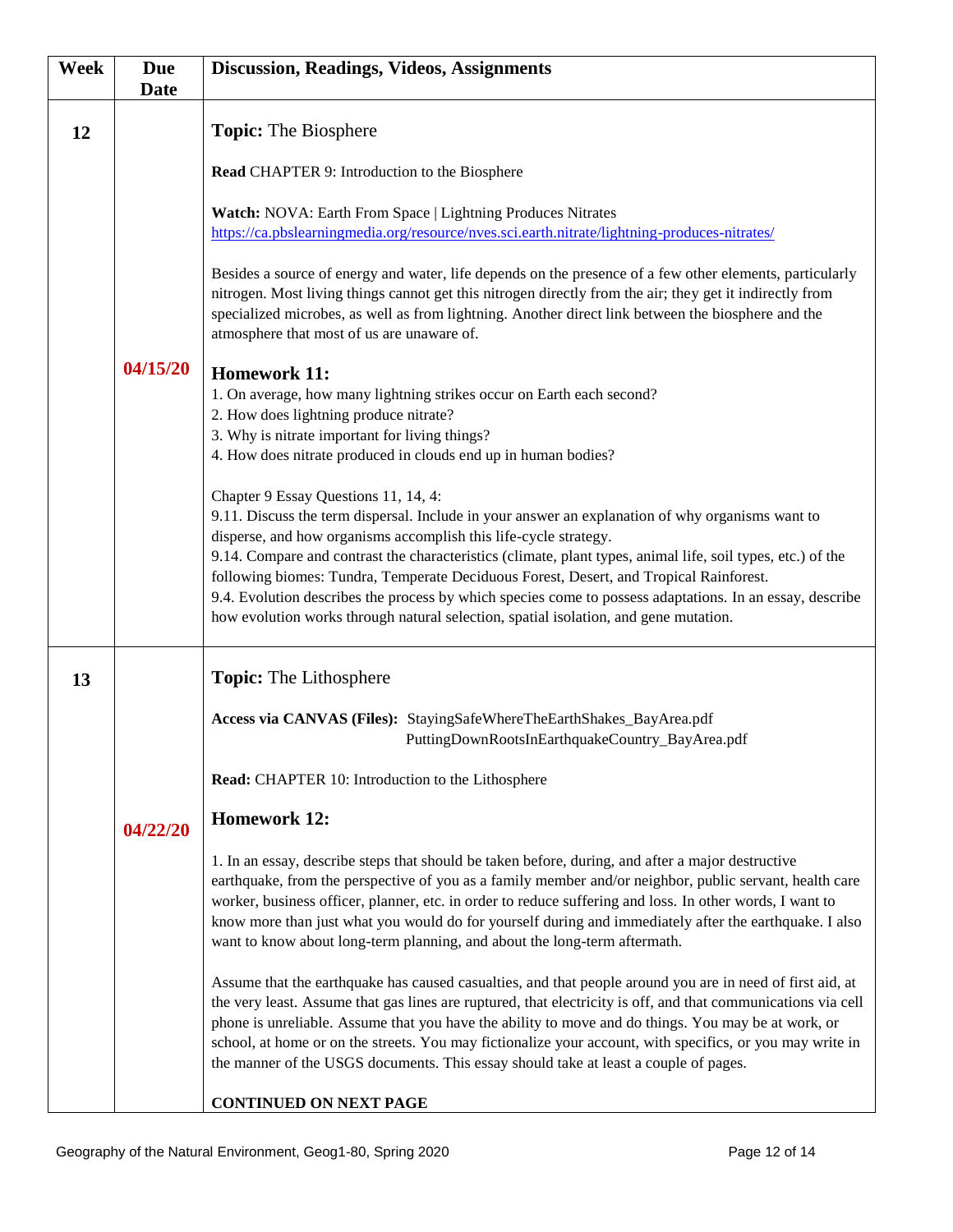| Week | Due Date | Discussion, Readings, Videos, Assignments |
|---|---|---|
| 12 | 04/15/20 | **Topic:** The Biosphere<br><br>**Read** CHAPTER 9: Introduction to the Biosphere<br><br>**Watch:** NOVA: Earth From Space \| Lightning Produces Nitrates<br>https://ca.pbslearningmedia.org/resource/nves.sci.earth.nitrate/lightning-produces-nitrates/<br><br>Besides a source of energy and water, life depends on the presence of a few other elements, particularly nitrogen. Most living things cannot get this nitrogen directly from the air; they get it indirectly from specialized microbes, as well as from lightning. Another direct link between the biosphere and the atmosphere that most of us are unaware of.<br><br>**Homework 11:**<br>1. On average, how many lightning strikes occur on Earth each second?<br>2. How does lightning produce nitrate?<br>3. Why is nitrate important for living things?<br>4. How does nitrate produced in clouds end up in human bodies?<br><br>Chapter 9 Essay Questions 11, 14, 4:<br>9.11. Discuss the term dispersal. Include in your answer an explanation of why organisms want to disperse, and how organisms accomplish this life-cycle strategy.<br>9.14. Compare and contrast the characteristics (climate, plant types, animal life, soil types, etc.) of the following biomes: Tundra, Temperate Deciduous Forest, Desert, and Tropical Rainforest.<br>9.4. Evolution describes the process by which species come to possess adaptations. In an essay, describe how evolution works through natural selection, spatial isolation, and gene mutation. |
| 13 | 04/22/20 | **Topic:** The Lithosphere<br><br>**Access via CANVAS (Files):** StayingSafeWhereTheEarthShakes_BayArea.pdf<br>PuttingDownRootsInEarthquakeCountry_BayArea.pdf<br><br>**Read:** CHAPTER 10: Introduction to the Lithosphere<br><br>**Homework 12:**<br><br>1. In an essay, describe steps that should be taken before, during, and after a major destructive earthquake, from the perspective of you as a family member and/or neighbor, public servant, health care worker, business officer, planner, etc. in order to reduce suffering and loss. In other words, I want to know more than just what you would do for yourself during and immediately after the earthquake. I also want to know about long-term planning, and about the long-term aftermath.<br><br>Assume that the earthquake has caused casualties, and that people around you are in need of first aid, at the very least. Assume that gas lines are ruptured, that electricity is off, and that communications via cell phone is unreliable. Assume that you have the ability to move and do things. You may be at work, or school, at home or on the streets. You may fictionalize your account, with specifics, or you may write in the manner of the USGS documents. This essay should take at least a couple of pages.<br><br>**CONTINUED ON NEXT PAGE** |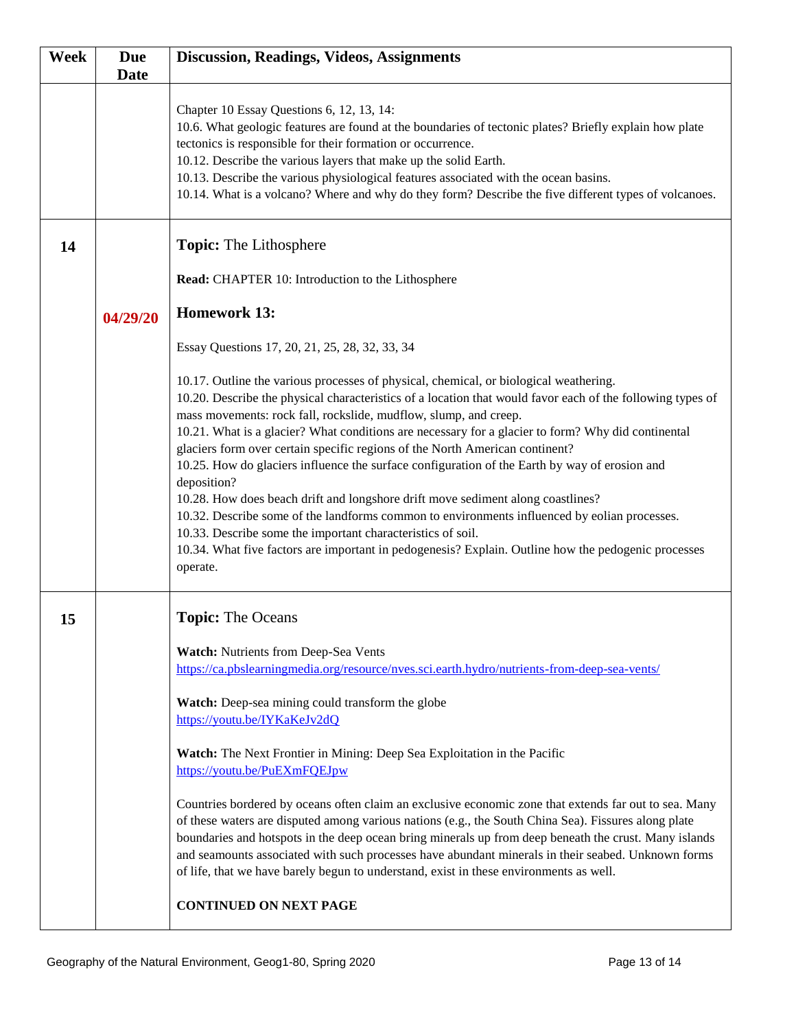| Week | Due Date | Discussion, Readings, Videos, Assignments |
|---|---|---|
| | | Chapter 10 Essay Questions 6, 12, 13, 14:<br>10.6. What geologic features are found at the boundaries of tectonic plates? Briefly explain how plate tectonics is responsible for their formation or occurrence.<br>10.12. Describe the various layers that make up the solid Earth.<br>10.13. Describe the various physiological features associated with the ocean basins.<br>10.14. What is a volcano? Where and why do they form? Describe the five different types of volcanoes. |
| **14** | **04/29/20** | **Topic:** The Lithosphere<br><br>**Read:** CHAPTER 10: Introduction to the Lithosphere<br><br>**Homework 13:**<br><br>Essay Questions 17, 20, 21, 25, 28, 32, 33, 34<br><br>10.17. Outline the various processes of physical, chemical, or biological weathering.<br>10.20. Describe the physical characteristics of a location that would favor each of the following types of mass movements: rock fall, rockslide, mudflow, slump, and creep.<br>10.21. What is a glacier? What conditions are necessary for a glacier to form? Why did continental glaciers form over certain specific regions of the North American continent?<br>10.25. How do glaciers influence the surface configuration of the Earth by way of erosion and deposition?<br>10.28. How does beach drift and longshore drift move sediment along coastlines?<br>10.32. Describe some of the landforms common to environments influenced by eolian processes.<br>10.33. Describe some the important characteristics of soil.<br>10.34. What five factors are important in pedogenesis? Explain. Outline how the pedogenic processes operate. |
| **15** | | **Topic:** The Oceans<br><br>**Watch:** Nutrients from Deep-Sea Vents<br>https://ca.pbslearningmedia.org/resource/nves.sci.earth.hydro/nutrients-from-deep-sea-vents/<br><br>**Watch:** Deep-sea mining could transform the globe<br>https://youtu.be/IYKaKeJv2dQ<br><br>**Watch:** The Next Frontier in Mining: Deep Sea Exploitation in the Pacific<br>https://youtu.be/PuEXmFQEJpw<br><br>Countries bordered by oceans often claim an exclusive economic zone that extends far out to sea. Many of these waters are disputed among various nations (e.g., the South China Sea). Fissures along plate boundaries and hotspots in the deep ocean bring minerals up from deep beneath the crust. Many islands and seamounts associated with such processes have abundant minerals in their seabed. Unknown forms of life, that we have barely begun to understand, exist in these environments as well.<br><br>**CONTINUED ON NEXT PAGE** |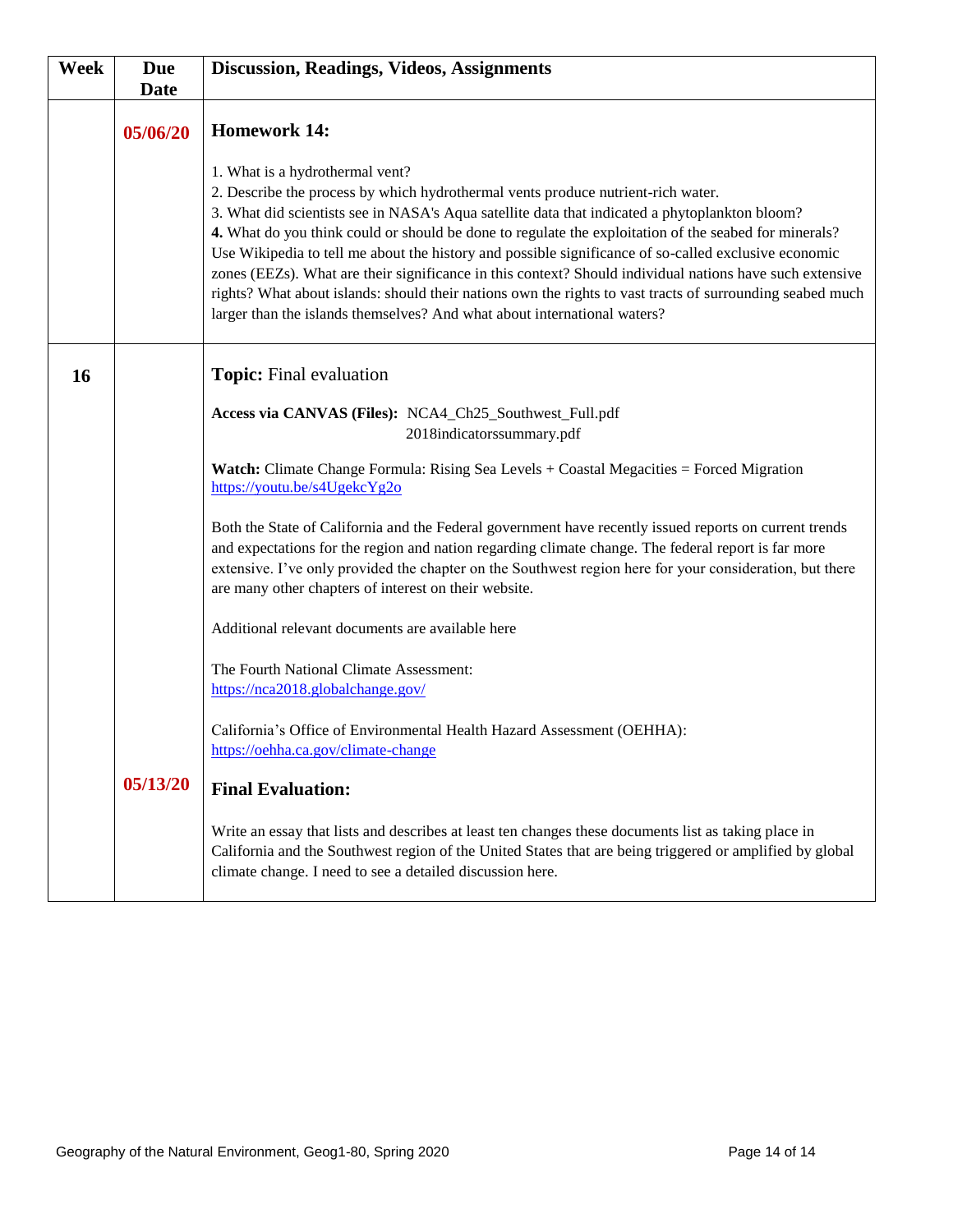| Week | Due Date | Discussion, Readings, Videos, Assignments |
|---|---|---|
| | 05/06/20 | **Homework 14:**<br><br>1. What is a hydrothermal vent?<br>2. Describe the process by which hydrothermal vents produce nutrient-rich water.<br>3. What did scientists see in NASA's Aqua satellite data that indicated a phytoplankton bloom?<br>**4.** What do you think could or should be done to regulate the exploitation of the seabed for minerals? Use Wikipedia to tell me about the history and possible significance of so-called exclusive economic zones (EEZs). What are their significance in this context? Should individual nations have such extensive rights? What about islands: should their nations own the rights to vast tracts of surrounding seabed much larger than the islands themselves? And what about international waters? |
| 16 | | **Topic:** Final evaluation<br><br>**Access via CANVAS (Files):** NCA4_Ch25_Southwest_Full.pdf<br>2018indicatorssummary.pdf<br><br>**Watch:** Climate Change Formula: Rising Sea Levels + Coastal Megacities = Forced Migration<br>https://youtu.be/s4UgekcYg2o<br><br>Both the State of California and the Federal government have recently issued reports on current trends and expectations for the region and nation regarding climate change. The federal report is far more extensive. I've only provided the chapter on the Southwest region here for your consideration, but there are many other chapters of interest on their website.<br><br>Additional relevant documents are available here<br><br>The Fourth National Climate Assessment:<br>https://nca2018.globalchange.gov/<br><br>California's Office of Environmental Health Hazard Assessment (OEHHA):<br>https://oehha.ca.gov/climate-change |
| | 05/13/20 | **Final Evaluation:**<br><br>Write an essay that lists and describes at least ten changes these documents list as taking place in California and the Southwest region of the United States that are being triggered or amplified by global climate change. I need to see a detailed discussion here. |